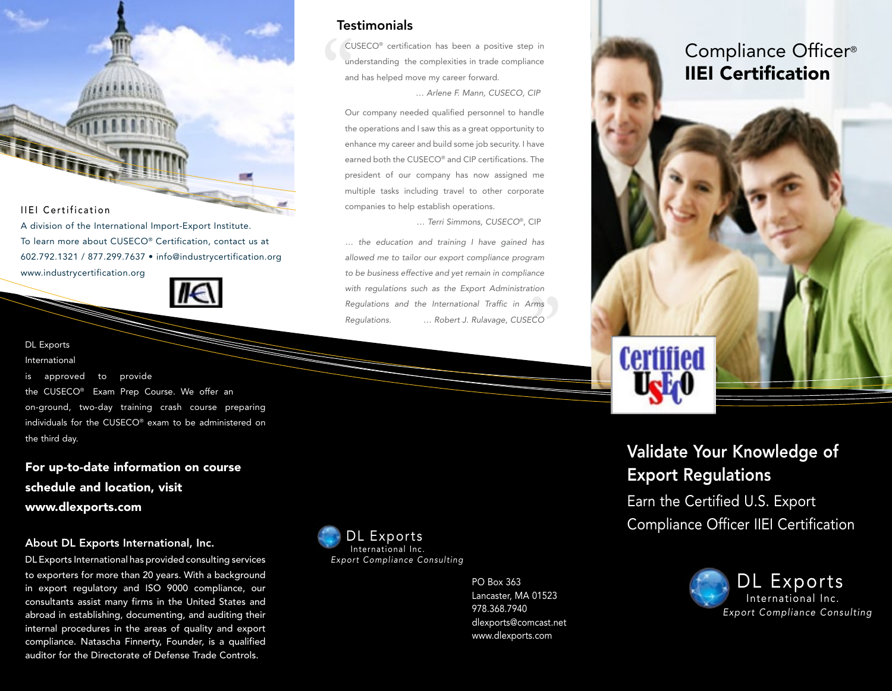IIEI Certification

A division of the International Import-Export Institute.
To learn more about CUSECO® Certification, contact us at 602.792.1321 / 877.299.7637 • info@industrycertification.org
www.industrycertification.org

DL Exports International is approved to provide the CUSECO® Exam Prep Course. We offer an on-ground, two-day training crash course preparing individuals for the CUSECO® exam to be administered on the third day.

**For up-to-date information on course schedule and location, visit www.dlexports.com**

## About DL Exports International, Inc.

DL Exports International has provided consulting services to exporters for more than 20 years. With a background in export regulatory and ISO 9000 compliance, our consultants assist many firms in the United States and abroad in establishing, documenting, and auditing their internal procedures in the areas of quality and export compliance. Natascha Finnerty, Founder, is a qualified auditor for the Directorate of Defense Trade Controls.

## Testimonials

CUSECO® certification has been a positive step in understanding the complexities in trade compliance and has helped move my career forward.

*... Arlene F. Mann, CUSECO, CIP*

Our company needed qualified personnel to handle the operations and I saw this as a great opportunity to enhance my career and build some job security. I have earned both the CUSECO® and CIP certifications. The president of our company has now assigned me multiple tasks including travel to other corporate companies to help establish operations.

*... Terri Simmons, CUSECO®, CIP*

*... the education and training I have gained has allowed me to tailor our export compliance program to be business effective and yet remain in compliance with regulations such as the Export Administration Regulations and the International Traffic in Arms Regulations. ... Robert J. Rulavage, CUSECO*

DL Exports
International Inc.
*Export Compliance Consulting*

PO Box 363
Lancaster, MA 01523
978.368.7940
dlexports@comcast.net
www.dlexports.com

# Compliance Officer®
# IIEI Certification

Certified USECO

## Validate Your Knowledge of Export Regulations

Earn the Certified U.S. Export Compliance Officer IIEI Certification

DL Exports
International Inc.
*Export Compliance Consulting*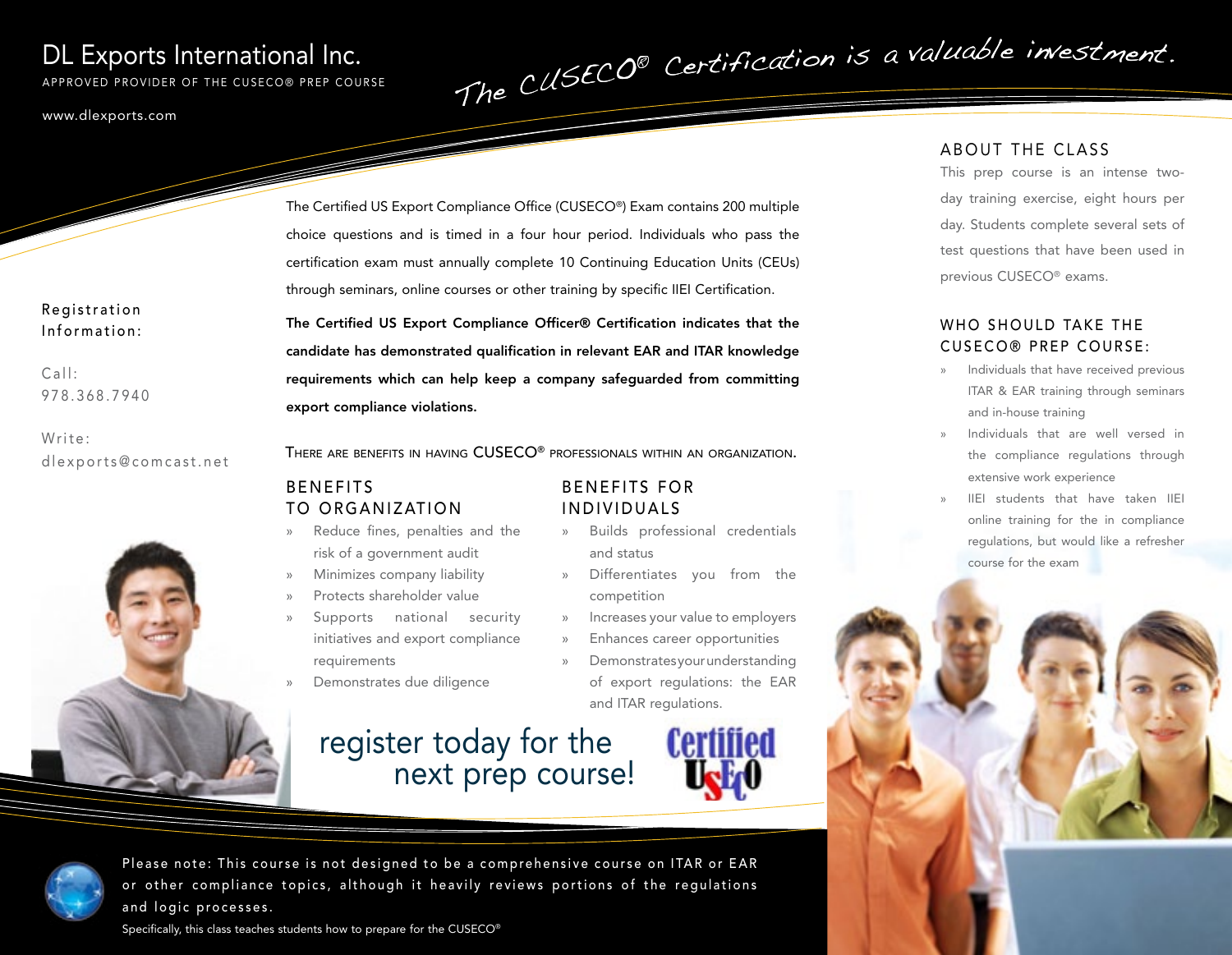# DL Exports International Inc.

APPROVED PROVIDER OF THE CUSECO® PREP COURSE

www.dlexports.com

*The CUSECO® Certification is a valuable investment.*

Registration Information:

Call:
978.368.7940

Write:
dlexports@comcast.net

The Certified US Export Compliance Office (CUSECO®) Exam contains 200 multiple choice questions and is timed in a four hour period. Individuals who pass the certification exam must annually complete 10 Continuing Education Units (CEUs) through seminars, online courses or other training by specific IIEI Certification.

**The Certified US Export Compliance Officer® Certification indicates that the candidate has demonstrated qualification in relevant EAR and ITAR knowledge requirements which can help keep a company safeguarded from committing export compliance violations.**

THERE ARE BENEFITS IN HAVING CUSECO® PROFESSIONALS WITHIN AN ORGANIZATION.

## BENEFITS TO ORGANIZATION

- Reduce fines, penalties and the risk of a government audit
- Minimizes company liability
- Protects shareholder value
- Supports national security initiatives and export compliance requirements
- Demonstrates due diligence

## BENEFITS FOR INDIVIDUALS

- Builds professional credentials and status
- Differentiates you from the competition
- Increases your value to employers
- Enhances career opportunities
- Demonstrates your understanding of export regulations: the EAR and ITAR regulations.

register today for the next prep course!

Certified UsEcO

## ABOUT THE CLASS

This prep course is an intense two-day training exercise, eight hours per day. Students complete several sets of test questions that have been used in previous CUSECO® exams.

## WHO SHOULD TAKE THE CUSECO® PREP COURSE:

- Individuals that have received previous ITAR & EAR training through seminars and in-house training
- Individuals that are well versed in the compliance regulations through extensive work experience
- IIEI students that have taken IIEI online training for the in compliance regulations, but would like a refresher course for the exam

Please note: This course is not designed to be a comprehensive course on ITAR or EAR or other compliance topics, although it heavily reviews portions of the regulations and logic processes.

Specifically, this class teaches students how to prepare for the CUSECO®